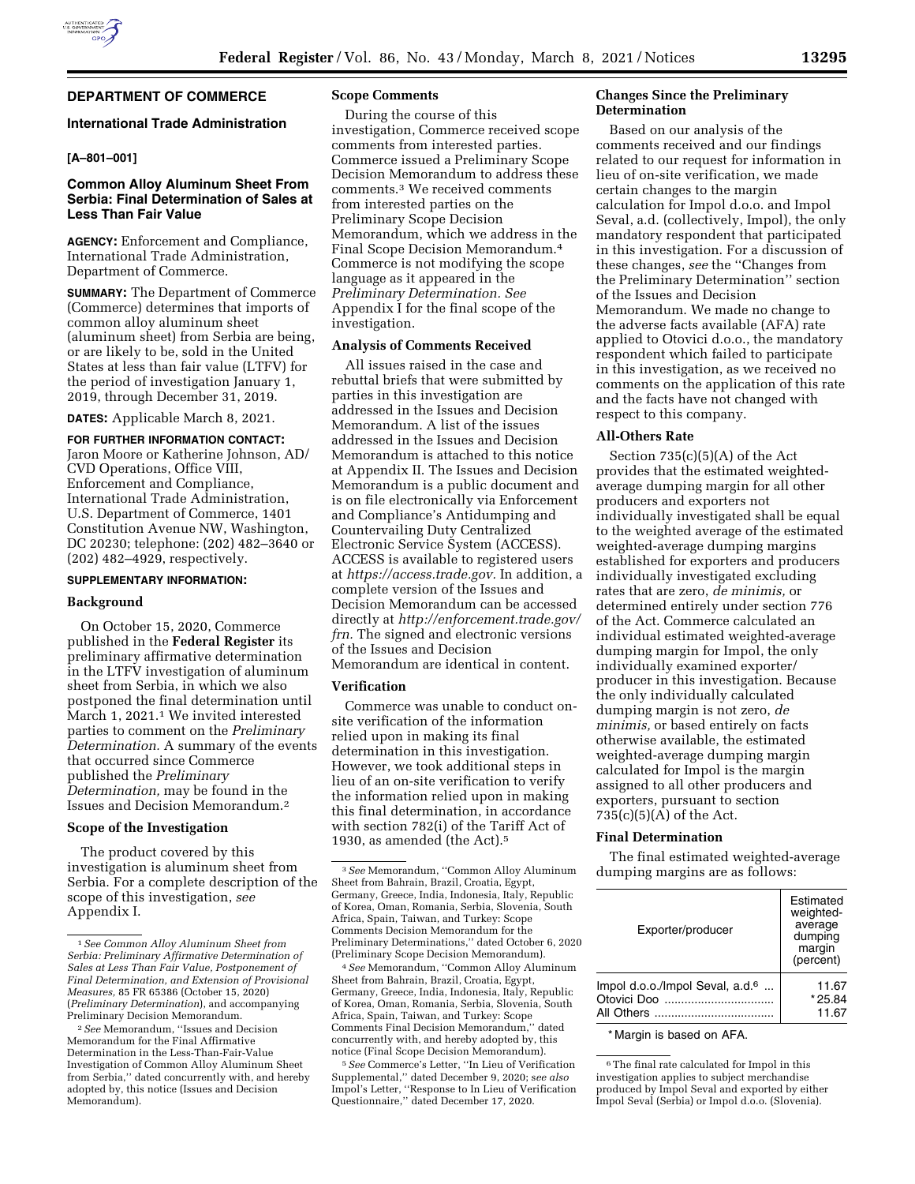**DEPARTMENT OF COMMERCE**

**International Trade Administration**

**[A–801–001]**

## Common Alloy Aluminum Sheet From Serbia: Final Determination of Sales at Less Than Fair Value

**AGENCY:** Enforcement and Compliance, International Trade Administration, Department of Commerce.

**SUMMARY:** The Department of Commerce (Commerce) determines that imports of common alloy aluminum sheet (aluminum sheet) from Serbia are being, or are likely to be, sold in the United States at less than fair value (LTFV) for the period of investigation January 1, 2019, through December 31, 2019.

**DATES:** Applicable March 8, 2021.

**FOR FURTHER INFORMATION CONTACT:** Jaron Moore or Katherine Johnson, AD/CVD Operations, Office VIII, Enforcement and Compliance, International Trade Administration, U.S. Department of Commerce, 1401 Constitution Avenue NW, Washington, DC 20230; telephone: (202) 482–3640 or (202) 482–4929, respectively.

**SUPPLEMENTARY INFORMATION:**

### Background

On October 15, 2020, Commerce published in the **Federal Register** its preliminary affirmative determination in the LTFV investigation of aluminum sheet from Serbia, in which we also postponed the final determination until March 1, 2021.[1] We invited interested parties to comment on the *Preliminary Determination.* A summary of the events that occurred since Commerce published the *Preliminary Determination,* may be found in the Issues and Decision Memorandum.[2]

### Scope of the Investigation

The product covered by this investigation is aluminum sheet from Serbia. For a complete description of the scope of this investigation, *see* Appendix I.

### Scope Comments

During the course of this investigation, Commerce received scope comments from interested parties. Commerce issued a Preliminary Scope Decision Memorandum to address these comments.[3] We received comments from interested parties on the Preliminary Scope Decision Memorandum, which we address in the Final Scope Decision Memorandum.[4] Commerce is not modifying the scope language as it appeared in the *Preliminary Determination. See* Appendix I for the final scope of the investigation.

### Analysis of Comments Received

All issues raised in the case and rebuttal briefs that were submitted by parties in this investigation are addressed in the Issues and Decision Memorandum. A list of the issues addressed in the Issues and Decision Memorandum is attached to this notice at Appendix II. The Issues and Decision Memorandum is a public document and is on file electronically via Enforcement and Compliance's Antidumping and Countervailing Duty Centralized Electronic Service System (ACCESS). ACCESS is available to registered users at *https://access.trade.gov.* In addition, a complete version of the Issues and Decision Memorandum can be accessed directly at *http://enforcement.trade.gov/frn.* The signed and electronic versions of the Issues and Decision Memorandum are identical in content.

### Verification

Commerce was unable to conduct on-site verification of the information relied upon in making its final determination in this investigation. However, we took additional steps in lieu of an on-site verification to verify the information relied upon in making this final determination, in accordance with section 782(i) of the Tariff Act of 1930, as amended (the Act).[5]

### Changes Since the Preliminary Determination

Based on our analysis of the comments received and our findings related to our request for information in lieu of on-site verification, we made certain changes to the margin calculation for Impol d.o.o. and Impol Seval, a.d. (collectively, Impol), the only mandatory respondent that participated in this investigation. For a discussion of these changes, *see* the "Changes from the Preliminary Determination" section of the Issues and Decision Memorandum. We made no change to the adverse facts available (AFA) rate applied to Otovici d.o.o., the mandatory respondent which failed to participate in this investigation, as we received no comments on the application of this rate and the facts have not changed with respect to this company.

### All-Others Rate

Section 735(c)(5)(A) of the Act provides that the estimated weighted-average dumping margin for all other producers and exporters not individually investigated shall be equal to the weighted average of the estimated weighted-average dumping margins established for exporters and producers individually investigated excluding rates that are zero, *de minimis,* or determined entirely under section 776 of the Act. Commerce calculated an individual estimated weighted-average dumping margin for Impol, the only individually examined exporter/producer in this investigation. Because the only individually calculated dumping margin is not zero, *de minimis,* or based entirely on facts otherwise available, the estimated weighted-average dumping margin calculated for Impol is the margin assigned to all other producers and exporters, pursuant to section 735(c)(5)(A) of the Act.

### Final Determination

The final estimated weighted-average dumping margins are as follows:

| Exporter/producer | Estimated weighted-average dumping margin (percent) |
|---|---|
| Impol d.o.o./Impol Seval, a.d.[6] | 11.67 |
| Otovici Doo | *25.84 |
| All Others | 11.67 |

\* Margin is based on AFA.

---

[1] *See Common Alloy Aluminum Sheet from Serbia: Preliminary Affirmative Determination of Sales at Less Than Fair Value, Postponement of Final Determination, and Extension of Provisional Measures,* 85 FR 65386 (October 15, 2020) (*Preliminary Determination*), and accompanying Preliminary Decision Memorandum.

[2] *See* Memorandum, "Issues and Decision Memorandum for the Final Affirmative Determination in the Less-Than-Fair-Value Investigation of Common Alloy Aluminum Sheet from Serbia," dated concurrently with, and hereby adopted by, this notice (Issues and Decision Memorandum).

[3] *See* Memorandum, "Common Alloy Aluminum Sheet from Bahrain, Brazil, Croatia, Egypt, Germany, Greece, India, Indonesia, Italy, Republic of Korea, Oman, Romania, Serbia, Slovenia, South Africa, Spain, Taiwan, and Turkey: Scope Comments Decision Memorandum for the Preliminary Determinations," dated October 6, 2020 (Preliminary Scope Decision Memorandum).

[4] *See* Memorandum, "Common Alloy Aluminum Sheet from Bahrain, Brazil, Croatia, Egypt, Germany, Greece, India, Indonesia, Italy, Republic of Korea, Oman, Romania, Serbia, Slovenia, South Africa, Spain, Taiwan, and Turkey: Scope Comments Final Decision Memorandum," dated concurrently with, and hereby adopted by, this notice (Final Scope Decision Memorandum).

[5] *See* Commerce's Letter, "In Lieu of Verification Supplemental," dated December 9, 2020; s*ee also* Impol's Letter, "Response to In Lieu of Verification Questionnaire," dated December 17, 2020.

[6] The final rate calculated for Impol in this investigation applies to subject merchandise produced by Impol Seval and exported by either Impol Seval (Serbia) or Impol d.o.o. (Slovenia).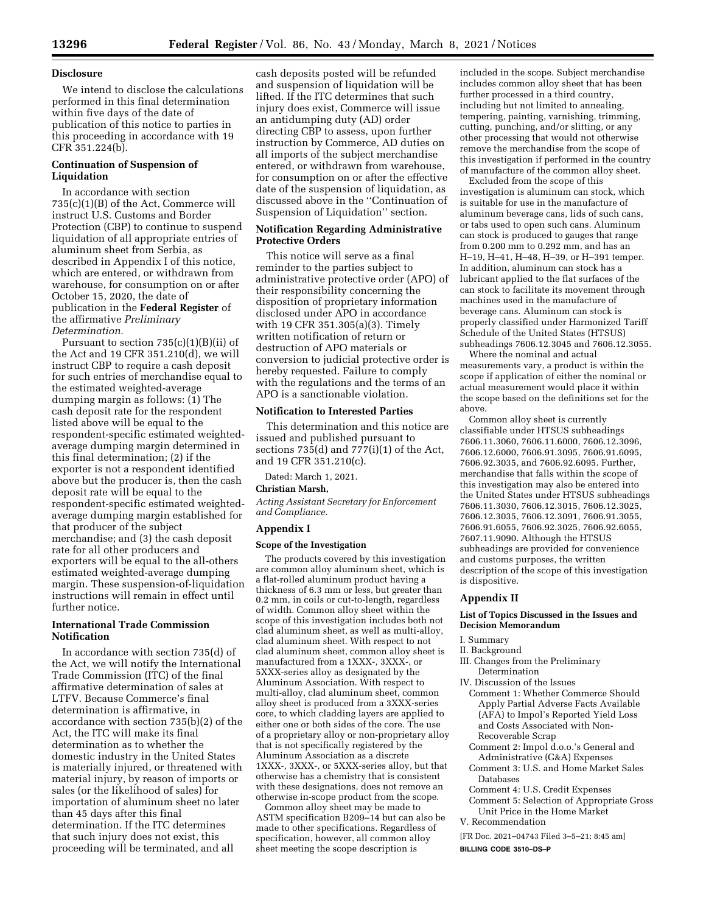**Disclosure**

We intend to disclose the calculations performed in this final determination within five days of the date of publication of this notice to parties in this proceeding in accordance with 19 CFR 351.224(b).

**Continuation of Suspension of Liquidation**

In accordance with section 735(c)(1)(B) of the Act, Commerce will instruct U.S. Customs and Border Protection (CBP) to continue to suspend liquidation of all appropriate entries of aluminum sheet from Serbia, as described in Appendix I of this notice, which are entered, or withdrawn from warehouse, for consumption on or after October 15, 2020, the date of publication in the **Federal Register** of the affirmative *Preliminary Determination.*

Pursuant to section 735(c)(1)(B)(ii) of the Act and 19 CFR 351.210(d), we will instruct CBP to require a cash deposit for such entries of merchandise equal to the estimated weighted-average dumping margin as follows: (1) The cash deposit rate for the respondent listed above will be equal to the respondent-specific estimated weighted-average dumping margin determined in this final determination; (2) if the exporter is not a respondent identified above but the producer is, then the cash deposit rate will be equal to the respondent-specific estimated weighted-average dumping margin established for that producer of the subject merchandise; and (3) the cash deposit rate for all other producers and exporters will be equal to the all-others estimated weighted-average dumping margin. These suspension-of-liquidation instructions will remain in effect until further notice.

**International Trade Commission Notification**

In accordance with section 735(d) of the Act, we will notify the International Trade Commission (ITC) of the final affirmative determination of sales at LTFV. Because Commerce's final determination is affirmative, in accordance with section 735(b)(2) of the Act, the ITC will make its final determination as to whether the domestic industry in the United States is materially injured, or threatened with material injury, by reason of imports or sales (or the likelihood of sales) for importation of aluminum sheet no later than 45 days after this final determination. If the ITC determines that such injury does not exist, this proceeding will be terminated, and all cash deposits posted will be refunded and suspension of liquidation will be lifted. If the ITC determines that such injury does exist, Commerce will issue an antidumping duty (AD) order directing CBP to assess, upon further instruction by Commerce, AD duties on all imports of the subject merchandise entered, or withdrawn from warehouse, for consumption on or after the effective date of the suspension of liquidation, as discussed above in the ''Continuation of Suspension of Liquidation'' section.

**Notification Regarding Administrative Protective Orders**

This notice will serve as a final reminder to the parties subject to administrative protective order (APO) of their responsibility concerning the disposition of proprietary information disclosed under APO in accordance with 19 CFR 351.305(a)(3). Timely written notification of return or destruction of APO materials or conversion to judicial protective order is hereby requested. Failure to comply with the regulations and the terms of an APO is a sanctionable violation.

**Notification to Interested Parties**

This determination and this notice are issued and published pursuant to sections 735(d) and 777(i)(1) of the Act, and 19 CFR 351.210(c).

Dated: March 1, 2021.

**Christian Marsh,**

*Acting Assistant Secretary for Enforcement and Compliance.*

## Appendix I

### Scope of the Investigation

The products covered by this investigation are common alloy aluminum sheet, which is a flat-rolled aluminum product having a thickness of 6.3 mm or less, but greater than 0.2 mm, in coils or cut-to-length, regardless of width. Common alloy sheet within the scope of this investigation includes both not clad aluminum sheet, as well as multi-alloy, clad aluminum sheet. With respect to not clad aluminum sheet, common alloy sheet is manufactured from a 1XXX-, 3XXX-, or 5XXX-series alloy as designated by the Aluminum Association. With respect to multi-alloy, clad aluminum sheet, common alloy sheet is produced from a 3XXX-series core, to which cladding layers are applied to either one or both sides of the core. The use of a proprietary alloy or non-proprietary alloy that is not specifically registered by the Aluminum Association as a discrete 1XXX-, 3XXX-, or 5XXX-series alloy, but that otherwise has a chemistry that is consistent with these designations, does not remove an otherwise in-scope product from the scope.

Common alloy sheet may be made to ASTM specification B209–14 but can also be made to other specifications. Regardless of specification, however, all common alloy sheet meeting the scope description is included in the scope. Subject merchandise includes common alloy sheet that has been further processed in a third country, including but not limited to annealing, tempering, painting, varnishing, trimming, cutting, punching, and/or slitting, or any other processing that would not otherwise remove the merchandise from the scope of this investigation if performed in the country of manufacture of the common alloy sheet.

Excluded from the scope of this investigation is aluminum can stock, which is suitable for use in the manufacture of aluminum beverage cans, lids of such cans, or tabs used to open such cans. Aluminum can stock is produced to gauges that range from 0.200 mm to 0.292 mm, and has an H–19, H–41, H–48, H–39, or H–391 temper. In addition, aluminum can stock has a lubricant applied to the flat surfaces of the can stock to facilitate its movement through machines used in the manufacture of beverage cans. Aluminum can stock is properly classified under Harmonized Tariff Schedule of the United States (HTSUS) subheadings 7606.12.3045 and 7606.12.3055.

Where the nominal and actual measurements vary, a product is within the scope if application of either the nominal or actual measurement would place it within the scope based on the definitions set for the above.

Common alloy sheet is currently classifiable under HTSUS subheadings 7606.11.3060, 7606.11.6000, 7606.12.3096, 7606.12.6000, 7606.91.3095, 7606.91.6095, 7606.92.3035, and 7606.92.6095. Further, merchandise that falls within the scope of this investigation may also be entered into the United States under HTSUS subheadings 7606.11.3030, 7606.12.3015, 7606.12.3025, 7606.12.3035, 7606.12.3091, 7606.91.3055, 7606.91.6055, 7606.92.3025, 7606.92.6055, 7607.11.9090. Although the HTSUS subheadings are provided for convenience and customs purposes, the written description of the scope of this investigation is dispositive.

## Appendix II

### List of Topics Discussed in the Issues and Decision Memorandum

I. Summary
II. Background
III. Changes from the Preliminary Determination
IV. Discussion of the Issues
- Comment 1: Whether Commerce Should Apply Partial Adverse Facts Available (AFA) to Impol's Reported Yield Loss and Costs Associated with Non-Recoverable Scrap
- Comment 2: Impol d.o.o.'s General and Administrative (G&A) Expenses
- Comment 3: U.S. and Home Market Sales Databases
- Comment 4: U.S. Credit Expenses
- Comment 5: Selection of Appropriate Gross Unit Price in the Home Market

V. Recommendation

[FR Doc. 2021–04743 Filed 3–5–21; 8:45 am]

**BILLING CODE 3510–DS–P**